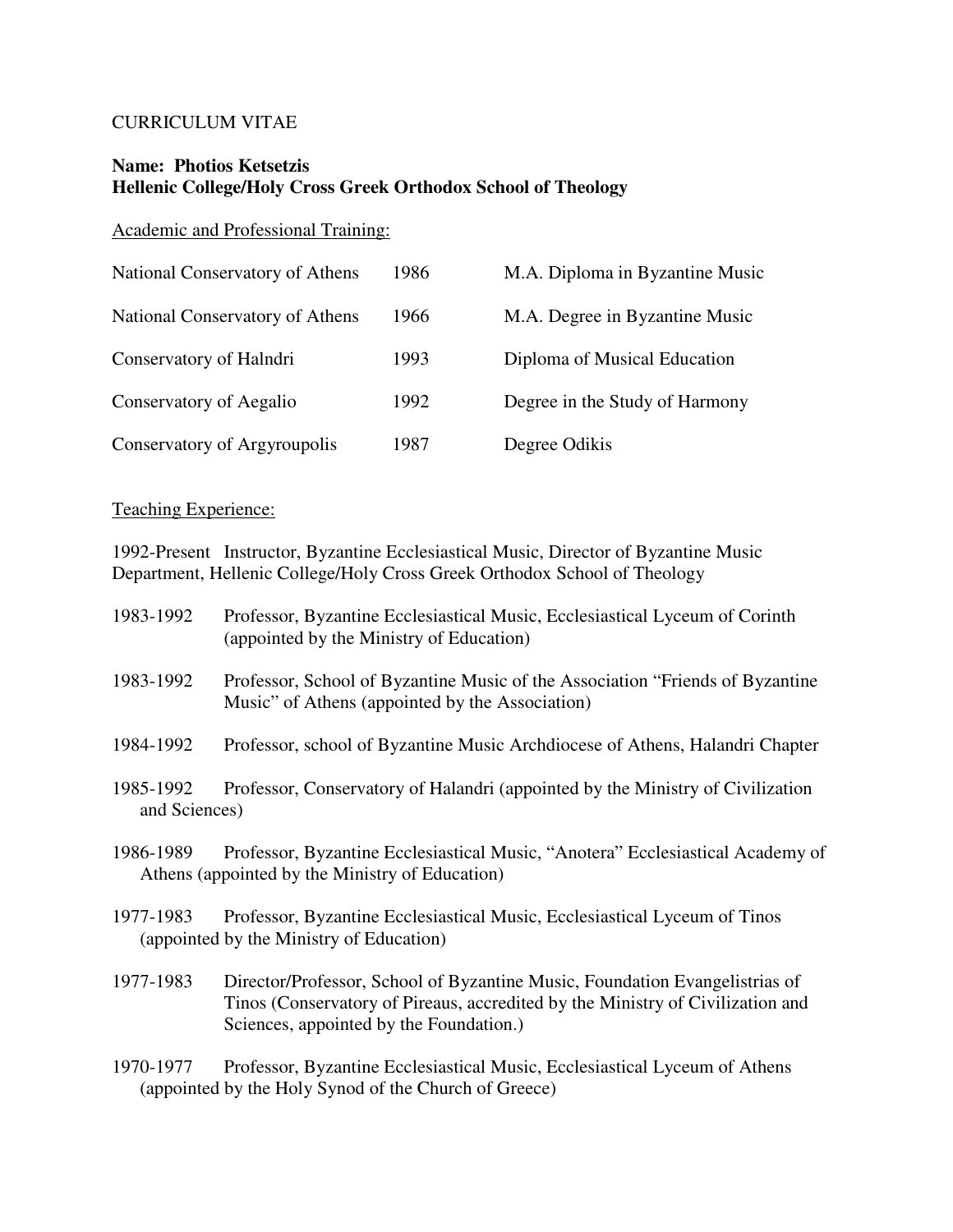CURRICULUM VITAE

**Name: Photios Ketsetzis**
**Hellenic College/Holy Cross Greek Orthodox School of Theology**

Academic and Professional Training:

| | | |
|---|---|---|
| National Conservatory of Athens | 1986 | M.A. Diploma in Byzantine Music |
| National Conservatory of Athens | 1966 | M.A. Degree in Byzantine Music |
| Conservatory of Halndri | 1993 | Diploma of Musical Education |
| Conservatory of Aegalio | 1992 | Degree in the Study of Harmony |
| Conservatory of Argyroupolis | 1987 | Degree Odikis |

Teaching Experience:

1992-Present Instructor, Byzantine Ecclesiastical Music, Director of Byzantine Music Department, Hellenic College/Holy Cross Greek Orthodox School of Theology

1983-1992 Professor, Byzantine Ecclesiastical Music, Ecclesiastical Lyceum of Corinth (appointed by the Ministry of Education)

1983-1992 Professor, School of Byzantine Music of the Association "Friends of Byzantine Music" of Athens (appointed by the Association)

1984-1992 Professor, school of Byzantine Music Archdiocese of Athens, Halandri Chapter

1985-1992 Professor, Conservatory of Halandri (appointed by the Ministry of Civilization and Sciences)

1986-1989 Professor, Byzantine Ecclesiastical Music, "Anotera" Ecclesiastical Academy of Athens (appointed by the Ministry of Education)

1977-1983 Professor, Byzantine Ecclesiastical Music, Ecclesiastical Lyceum of Tinos (appointed by the Ministry of Education)

1977-1983 Director/Professor, School of Byzantine Music, Foundation Evangelistrias of Tinos (Conservatory of Pireaus, accredited by the Ministry of Civilization and Sciences, appointed by the Foundation.)

1970-1977 Professor, Byzantine Ecclesiastical Music, Ecclesiastical Lyceum of Athens (appointed by the Holy Synod of the Church of Greece)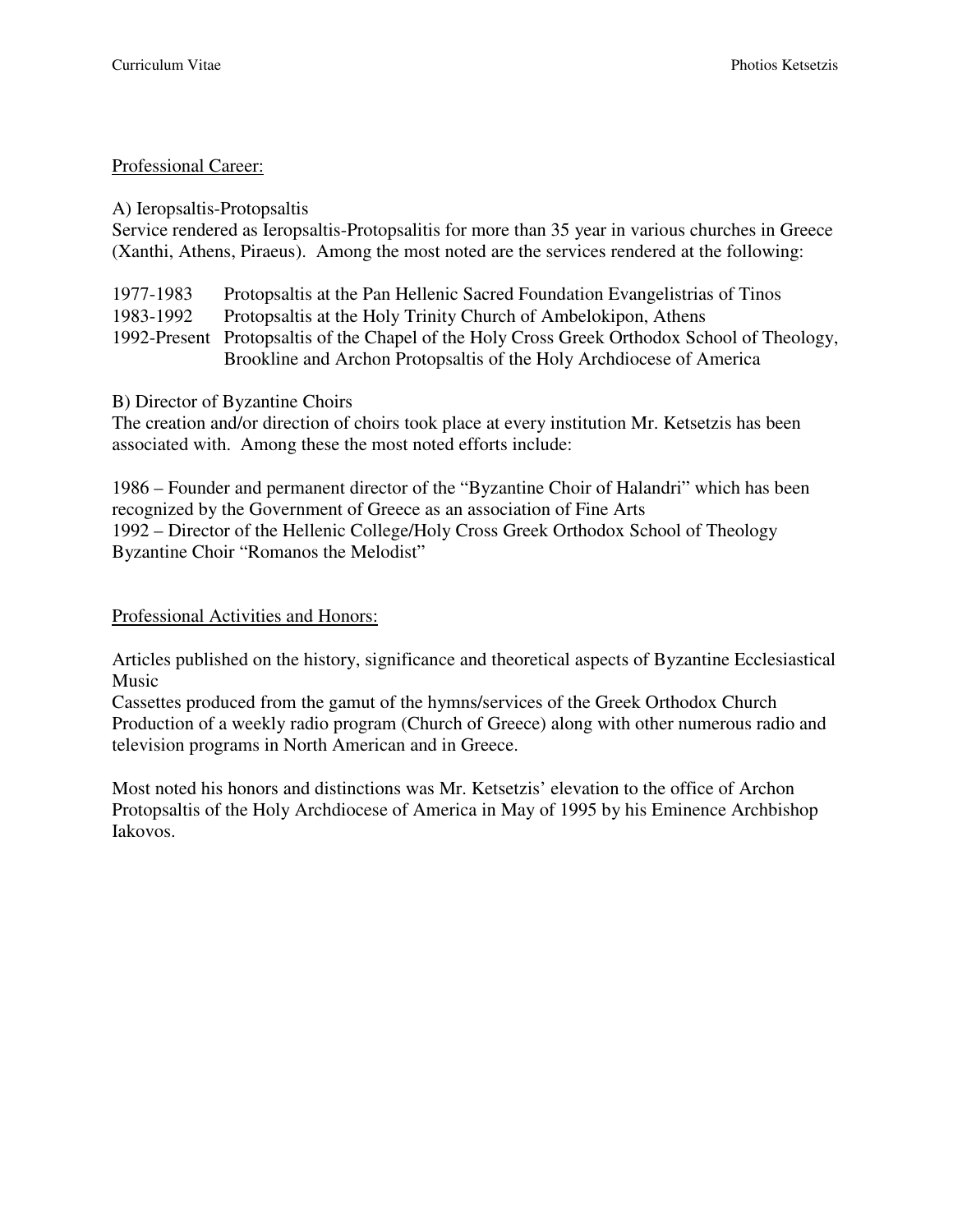## Professional Career:

A) Ieropsaltis-Protopsaltis

Service rendered as Ieropsaltis-Protopsalitis for more than 35 year in various churches in Greece (Xanthi, Athens, Piraeus). Among the most noted are the services rendered at the following:

| | |
|---|---|
| 1977-1983 | Protopsaltis at the Pan Hellenic Sacred Foundation Evangelistrias of Tinos |
| 1983-1992 | Protopsaltis at the Holy Trinity Church of Ambelokipon, Athens |
| 1992-Present | Protopsaltis of the Chapel of the Holy Cross Greek Orthodox School of Theology, Brookline and Archon Protopsaltis of the Holy Archdiocese of America |

B) Director of Byzantine Choirs

The creation and/or direction of choirs took place at every institution Mr. Ketsetzis has been associated with. Among these the most noted efforts include:

1986 – Founder and permanent director of the "Byzantine Choir of Halandri" which has been recognized by the Government of Greece as an association of Fine Arts

1992 – Director of the Hellenic College/Holy Cross Greek Orthodox School of Theology Byzantine Choir "Romanos the Melodist"

## Professional Activities and Honors:

Articles published on the history, significance and theoretical aspects of Byzantine Ecclesiastical Music

Cassettes produced from the gamut of the hymns/services of the Greek Orthodox Church

Production of a weekly radio program (Church of Greece) along with other numerous radio and television programs in North American and in Greece.

Most noted his honors and distinctions was Mr. Ketsetzis' elevation to the office of Archon Protopsaltis of the Holy Archdiocese of America in May of 1995 by his Eminence Archbishop Iakovos.